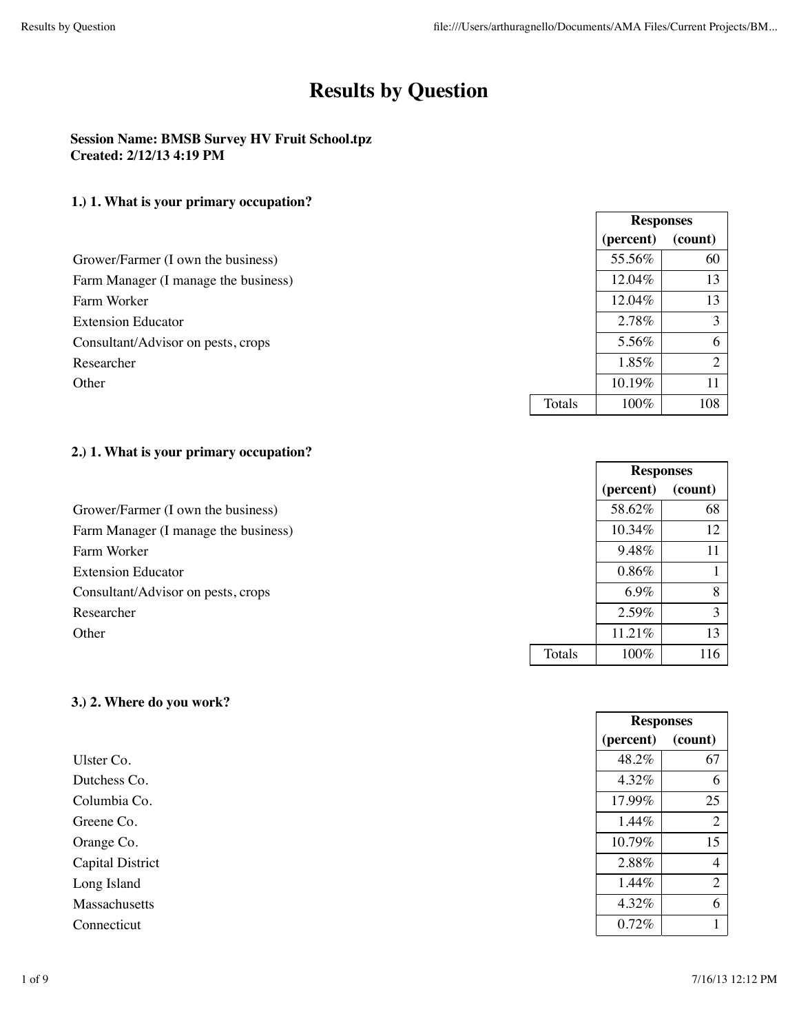# Results by Question

**Session Name: BMSB Survey HV Fruit School.tpz**
**Created: 2/12/13 4:19 PM**

### 1.) 1. What is your primary occupation?

| | Responses (percent) | Responses (count) |
|---|---|---|
| Grower/Farmer (I own the business) | 55.56% | 60 |
| Farm Manager (I manage the business) | 12.04% | 13 |
| Farm Worker | 12.04% | 13 |
| Extension Educator | 2.78% | 3 |
| Consultant/Advisor on pests, crops | 5.56% | 6 |
| Researcher | 1.85% | 2 |
| Other | 10.19% | 11 |
| Totals | 100% | 108 |

### 2.) 1. What is your primary occupation?

| | Responses (percent) | Responses (count) |
|---|---|---|
| Grower/Farmer (I own the business) | 58.62% | 68 |
| Farm Manager (I manage the business) | 10.34% | 12 |
| Farm Worker | 9.48% | 11 |
| Extension Educator | 0.86% | 1 |
| Consultant/Advisor on pests, crops | 6.9% | 8 |
| Researcher | 2.59% | 3 |
| Other | 11.21% | 13 |
| Totals | 100% | 116 |

### 3.) 2. Where do you work?

| | Responses (percent) | Responses (count) |
|---|---|---|
| Ulster Co. | 48.2% | 67 |
| Dutchess Co. | 4.32% | 6 |
| Columbia Co. | 17.99% | 25 |
| Greene Co. | 1.44% | 2 |
| Orange Co. | 10.79% | 15 |
| Capital District | 2.88% | 4 |
| Long Island | 1.44% | 2 |
| Massachusetts | 4.32% | 6 |
| Connecticut | 0.72% | 1 |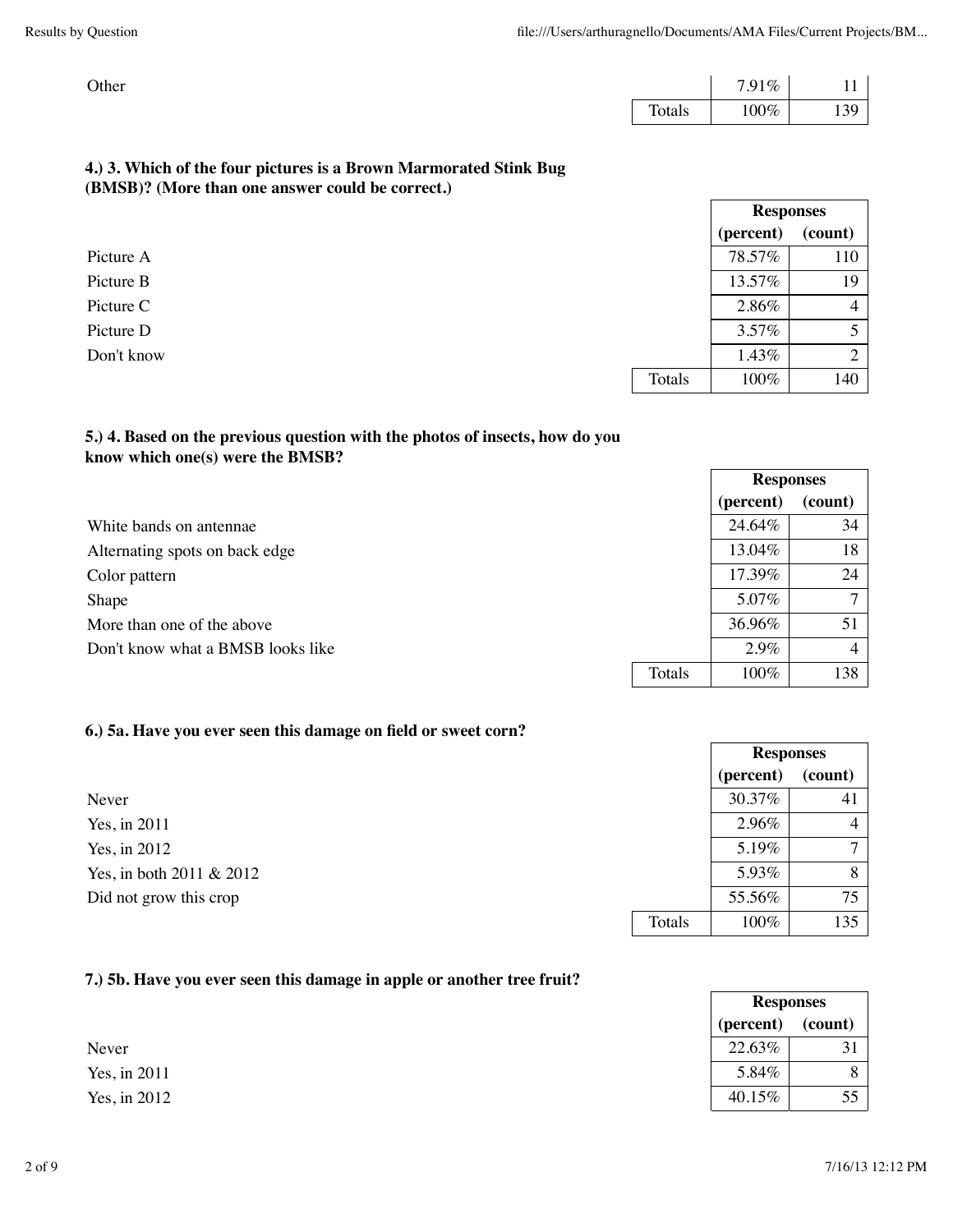| | | |
|---|---|---|
| Other | 7.91% | 11 |
| Totals | 100% | 139 |

**4.) 3. Which of the four pictures is a Brown Marmorated Stink Bug (BMSB)? (More than one answer could be correct.)**

| | Responses (percent) | Responses (count) |
|---|---|---|
| Picture A | 78.57% | 110 |
| Picture B | 13.57% | 19 |
| Picture C | 2.86% | 4 |
| Picture D | 3.57% | 5 |
| Don't know | 1.43% | 2 |
| Totals | 100% | 140 |

**5.) 4. Based on the previous question with the photos of insects, how do you know which one(s) were the BMSB?**

| | Responses (percent) | Responses (count) |
|---|---|---|
| White bands on antennae | 24.64% | 34 |
| Alternating spots on back edge | 13.04% | 18 |
| Color pattern | 17.39% | 24 |
| Shape | 5.07% | 7 |
| More than one of the above | 36.96% | 51 |
| Don't know what a BMSB looks like | 2.9% | 4 |
| Totals | 100% | 138 |

**6.) 5a. Have you ever seen this damage on field or sweet corn?**

| | Responses (percent) | Responses (count) |
|---|---|---|
| Never | 30.37% | 41 |
| Yes, in 2011 | 2.96% | 4 |
| Yes, in 2012 | 5.19% | 7 |
| Yes, in both 2011 & 2012 | 5.93% | 8 |
| Did not grow this crop | 55.56% | 75 |
| Totals | 100% | 135 |

**7.) 5b. Have you ever seen this damage in apple or another tree fruit?**

| | Responses (percent) | Responses (count) |
|---|---|---|
| Never | 22.63% | 31 |
| Yes, in 2011 | 5.84% | 8 |
| Yes, in 2012 | 40.15% | 55 |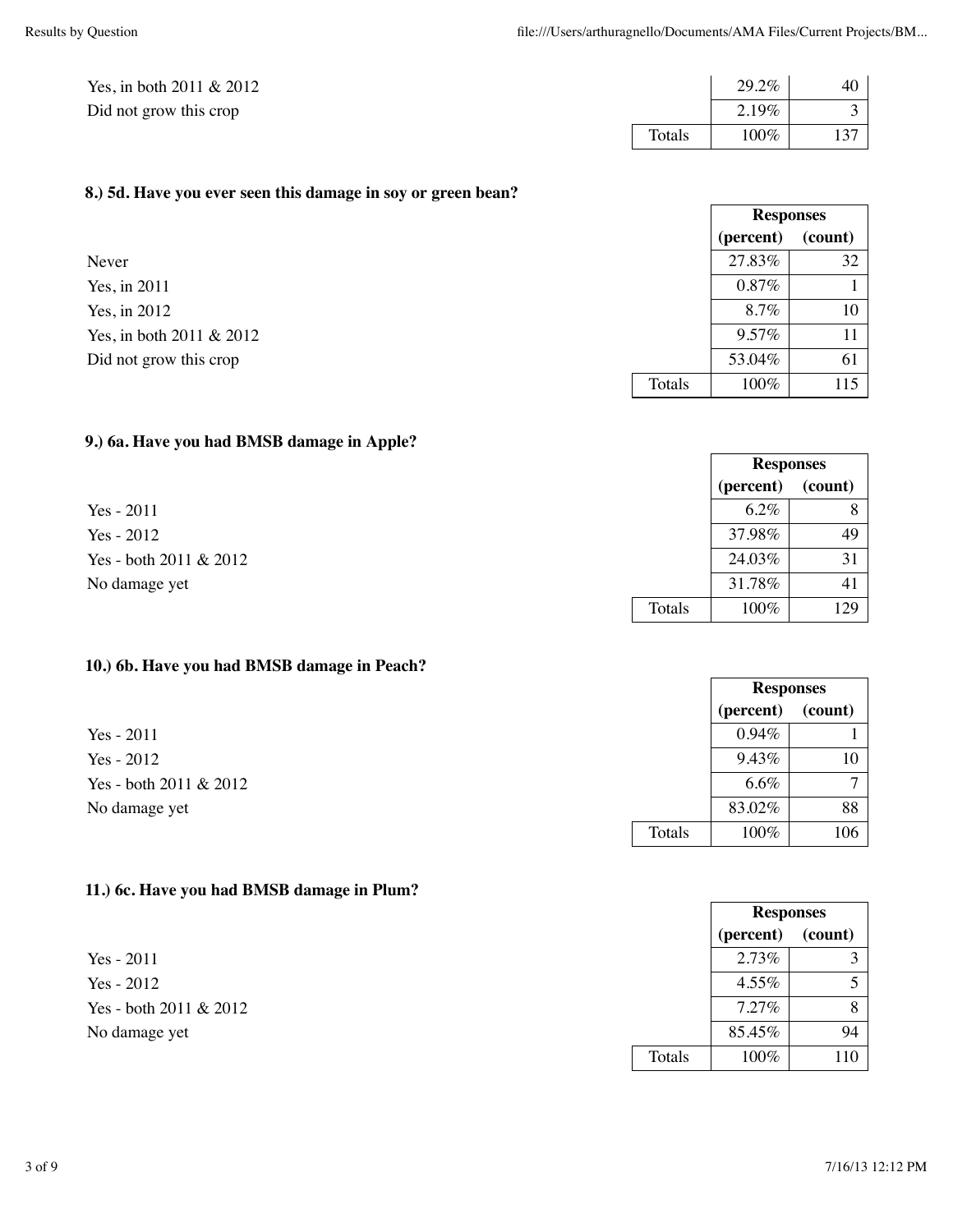| | | Responses (percent) | Responses (count) |
|---|---|---|---|
| Yes, in both 2011 & 2012 | | 29.2% | 40 |
| Did not grow this crop | | 2.19% | 3 |
| | Totals | 100% | 137 |

### 8.) 5d. Have you ever seen this damage in soy or green bean?

| | | Responses (percent) | Responses (count) |
|---|---|---|---|
| Never | | 27.83% | 32 |
| Yes, in 2011 | | 0.87% | 1 |
| Yes, in 2012 | | 8.7% | 10 |
| Yes, in both 2011 & 2012 | | 9.57% | 11 |
| Did not grow this crop | | 53.04% | 61 |
| | Totals | 100% | 115 |

### 9.) 6a. Have you had BMSB damage in Apple?

| | | Responses (percent) | Responses (count) |
|---|---|---|---|
| Yes - 2011 | | 6.2% | 8 |
| Yes - 2012 | | 37.98% | 49 |
| Yes - both 2011 & 2012 | | 24.03% | 31 |
| No damage yet | | 31.78% | 41 |
| | Totals | 100% | 129 |

### 10.) 6b. Have you had BMSB damage in Peach?

| | | Responses (percent) | Responses (count) |
|---|---|---|---|
| Yes - 2011 | | 0.94% | 1 |
| Yes - 2012 | | 9.43% | 10 |
| Yes - both 2011 & 2012 | | 6.6% | 7 |
| No damage yet | | 83.02% | 88 |
| | Totals | 100% | 106 |

### 11.) 6c. Have you had BMSB damage in Plum?

| | | Responses (percent) | Responses (count) |
|---|---|---|---|
| Yes - 2011 | | 2.73% | 3 |
| Yes - 2012 | | 4.55% | 5 |
| Yes - both 2011 & 2012 | | 7.27% | 8 |
| No damage yet | | 85.45% | 94 |
| | Totals | 100% | 110 |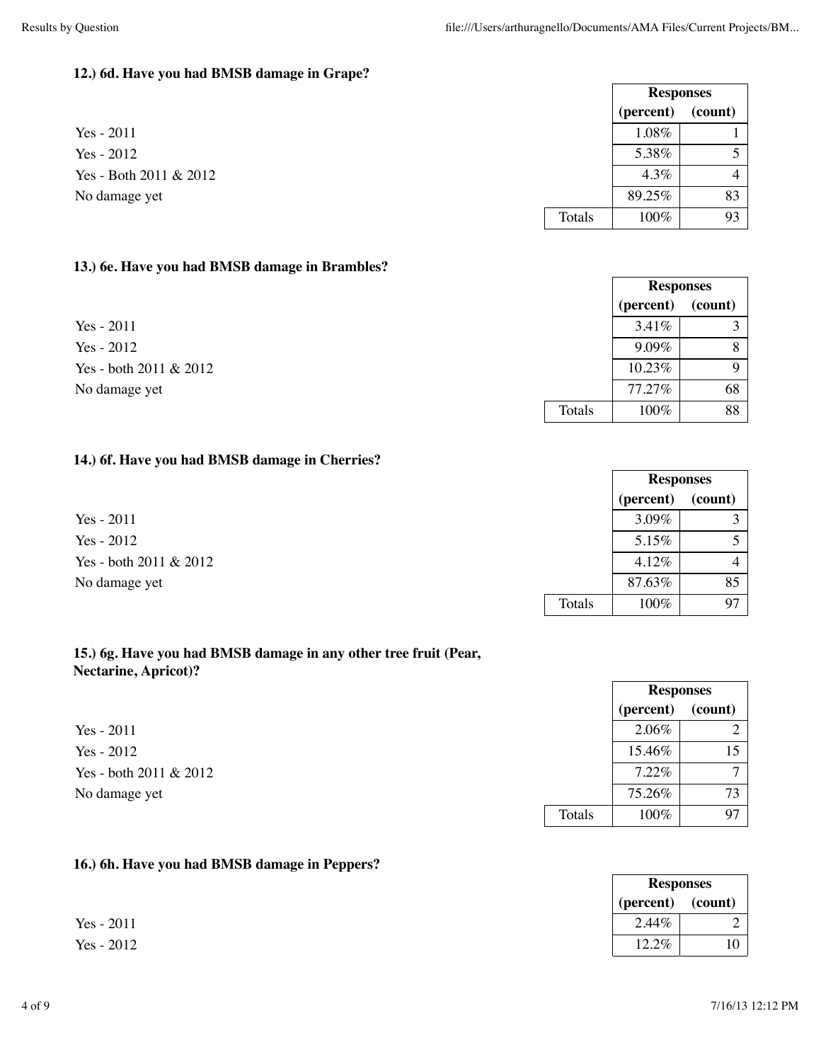### 12.) 6d. Have you had BMSB damage in Grape?

| | Responses (percent) | Responses (count) |
|---|---|---|
| Yes - 2011 | 1.08% | 1 |
| Yes - 2012 | 5.38% | 5 |
| Yes - Both 2011 & 2012 | 4.3% | 4 |
| No damage yet | 89.25% | 83 |
| Totals | 100% | 93 |

### 13.) 6e. Have you had BMSB damage in Brambles?

| | Responses (percent) | Responses (count) |
|---|---|---|
| Yes - 2011 | 3.41% | 3 |
| Yes - 2012 | 9.09% | 8 |
| Yes - both 2011 & 2012 | 10.23% | 9 |
| No damage yet | 77.27% | 68 |
| Totals | 100% | 88 |

### 14.) 6f. Have you had BMSB damage in Cherries?

| | Responses (percent) | Responses (count) |
|---|---|---|
| Yes - 2011 | 3.09% | 3 |
| Yes - 2012 | 5.15% | 5 |
| Yes - both 2011 & 2012 | 4.12% | 4 |
| No damage yet | 87.63% | 85 |
| Totals | 100% | 97 |

### 15.) 6g. Have you had BMSB damage in any other tree fruit (Pear, Nectarine, Apricot)?

| | Responses (percent) | Responses (count) |
|---|---|---|
| Yes - 2011 | 2.06% | 2 |
| Yes - 2012 | 15.46% | 15 |
| Yes - both 2011 & 2012 | 7.22% | 7 |
| No damage yet | 75.26% | 73 |
| Totals | 100% | 97 |

### 16.) 6h. Have you had BMSB damage in Peppers?

| | Responses (percent) | Responses (count) |
|---|---|---|
| Yes - 2011 | 2.44% | 2 |
| Yes - 2012 | 12.2% | 10 |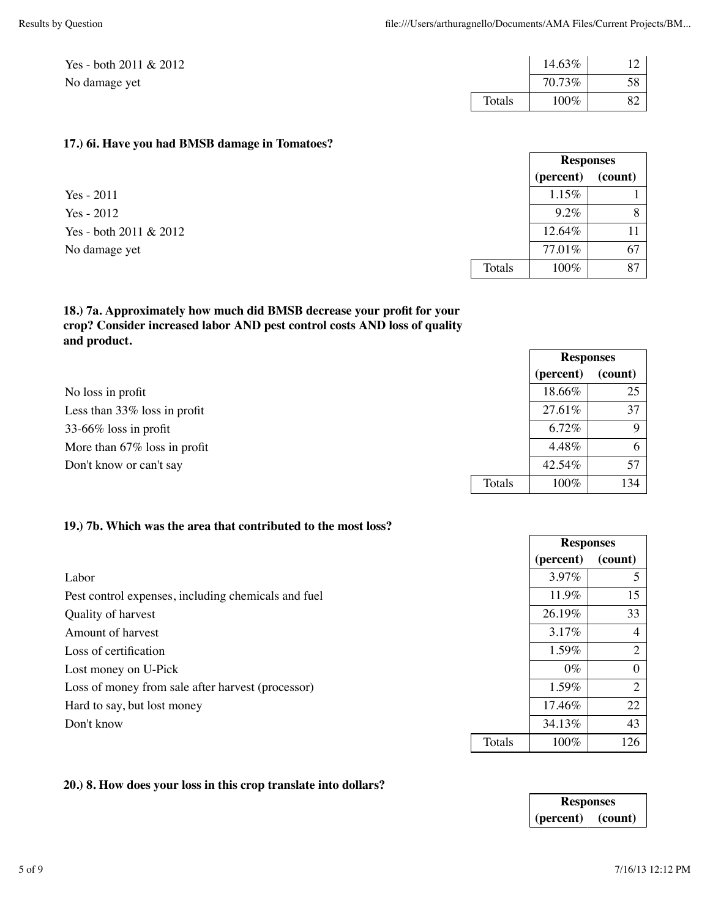| | | | |
|---|---|---|---|
| Yes - both 2011 & 2012 | | 14.63% | 12 |
| No damage yet | | 70.73% | 58 |
| | Totals | 100% | 82 |

### 17.) 6i. Have you had BMSB damage in Tomatoes?

| | | Responses (percent) | (count) |
|---|---|---|---|
| Yes - 2011 | | 1.15% | 1 |
| Yes - 2012 | | 9.2% | 8 |
| Yes - both 2011 & 2012 | | 12.64% | 11 |
| No damage yet | | 77.01% | 67 |
| | Totals | 100% | 87 |

### 18.) 7a. Approximately how much did BMSB decrease your profit for your crop? Consider increased labor AND pest control costs AND loss of quality and product.

| | | Responses (percent) | (count) |
|---|---|---|---|
| No loss in profit | | 18.66% | 25 |
| Less than 33% loss in profit | | 27.61% | 37 |
| 33-66% loss in profit | | 6.72% | 9 |
| More than 67% loss in profit | | 4.48% | 6 |
| Don't know or can't say | | 42.54% | 57 |
| | Totals | 100% | 134 |

### 19.) 7b. Which was the area that contributed to the most loss?

| | | Responses (percent) | (count) |
|---|---|---|---|
| Labor | | 3.97% | 5 |
| Pest control expenses, including chemicals and fuel | | 11.9% | 15 |
| Quality of harvest | | 26.19% | 33 |
| Amount of harvest | | 3.17% | 4 |
| Loss of certification | | 1.59% | 2 |
| Lost money on U-Pick | | 0% | 0 |
| Loss of money from sale after harvest (processor) | | 1.59% | 2 |
| Hard to say, but lost money | | 17.46% | 22 |
| Don't know | | 34.13% | 43 |
| | Totals | 100% | 126 |

### 20.) 8. How does your loss in this crop translate into dollars?

| | | Responses (percent) | (count) |
|---|---|---|---|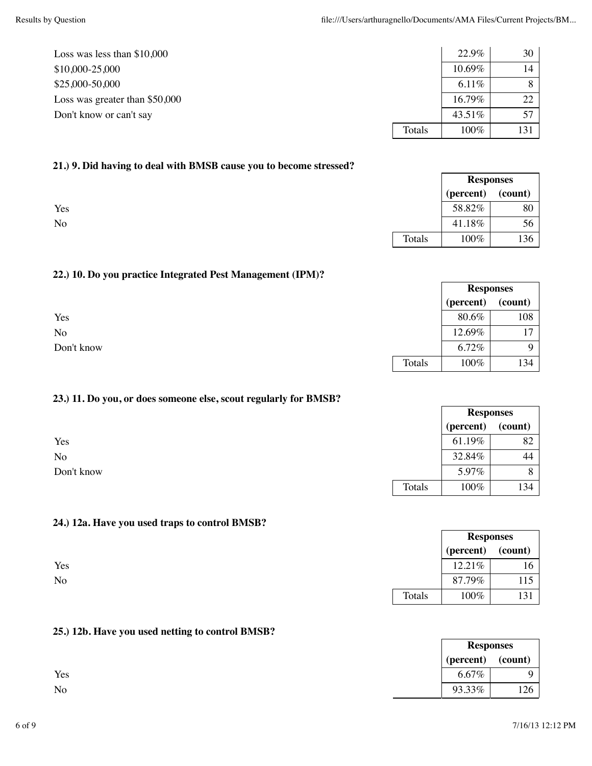| | | (percent) | (count) |
|---|---|---|---|
| Loss was less than $10,000 | | 22.9% | 30 |
| $10,000-25,000 | | 10.69% | 14 |
| $25,000-50,000 | | 6.11% | 8 |
| Loss was greater than $50,000 | | 16.79% | 22 |
| Don't know or can't say | | 43.51% | 57 |
| | Totals | 100% | 131 |

### 21.) 9. Did having to deal with BMSB cause you to become stressed?

| | | Responses | |
|---|---|---|---|
| | | (percent) | (count) |
| Yes | | 58.82% | 80 |
| No | | 41.18% | 56 |
| | Totals | 100% | 136 |

### 22.) 10. Do you practice Integrated Pest Management (IPM)?

| | | Responses | |
|---|---|---|---|
| | | (percent) | (count) |
| Yes | | 80.6% | 108 |
| No | | 12.69% | 17 |
| Don't know | | 6.72% | 9 |
| | Totals | 100% | 134 |

### 23.) 11. Do you, or does someone else, scout regularly for BMSB?

| | | Responses | |
|---|---|---|---|
| | | (percent) | (count) |
| Yes | | 61.19% | 82 |
| No | | 32.84% | 44 |
| Don't know | | 5.97% | 8 |
| | Totals | 100% | 134 |

### 24.) 12a. Have you used traps to control BMSB?

| | | Responses | |
|---|---|---|---|
| | | (percent) | (count) |
| Yes | | 12.21% | 16 |
| No | | 87.79% | 115 |
| | Totals | 100% | 131 |

### 25.) 12b. Have you used netting to control BMSB?

| | | Responses | |
|---|---|---|---|
| | | (percent) | (count) |
| Yes | | 6.67% | 9 |
| No | | 93.33% | 126 |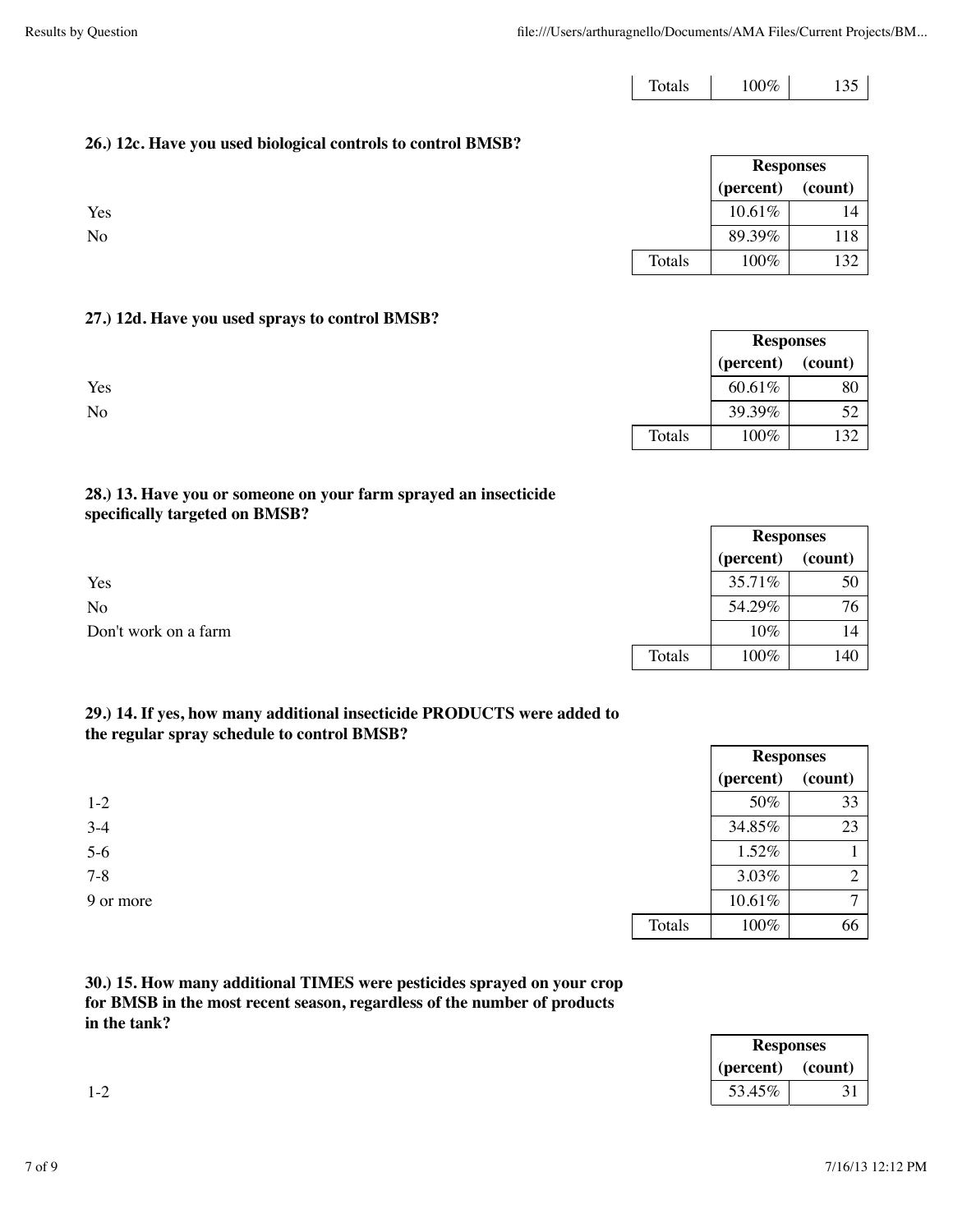| | | |
|---|---|---|
| Totals | 100% | 135 |

**26.) 12c. Have you used biological controls to control BMSB?**

| | Responses (percent) | Responses (count) |
|---|---|---|
| Yes | 10.61% | 14 |
| No | 89.39% | 118 |
| Totals | 100% | 132 |

**27.) 12d. Have you used sprays to control BMSB?**

| | Responses (percent) | Responses (count) |
|---|---|---|
| Yes | 60.61% | 80 |
| No | 39.39% | 52 |
| Totals | 100% | 132 |

**28.) 13. Have you or someone on your farm sprayed an insecticide specifically targeted on BMSB?**

| | Responses (percent) | Responses (count) |
|---|---|---|
| Yes | 35.71% | 50 |
| No | 54.29% | 76 |
| Don't work on a farm | 10% | 14 |
| Totals | 100% | 140 |

**29.) 14. If yes, how many additional insecticide PRODUCTS were added to the regular spray schedule to control BMSB?**

| | Responses (percent) | Responses (count) |
|---|---|---|
| 1-2 | 50% | 33 |
| 3-4 | 34.85% | 23 |
| 5-6 | 1.52% | 1 |
| 7-8 | 3.03% | 2 |
| 9 or more | 10.61% | 7 |
| Totals | 100% | 66 |

**30.) 15. How many additional TIMES were pesticides sprayed on your crop for BMSB in the most recent season, regardless of the number of products in the tank?**

| | Responses (percent) | Responses (count) |
|---|---|---|
| 1-2 | 53.45% | 31 |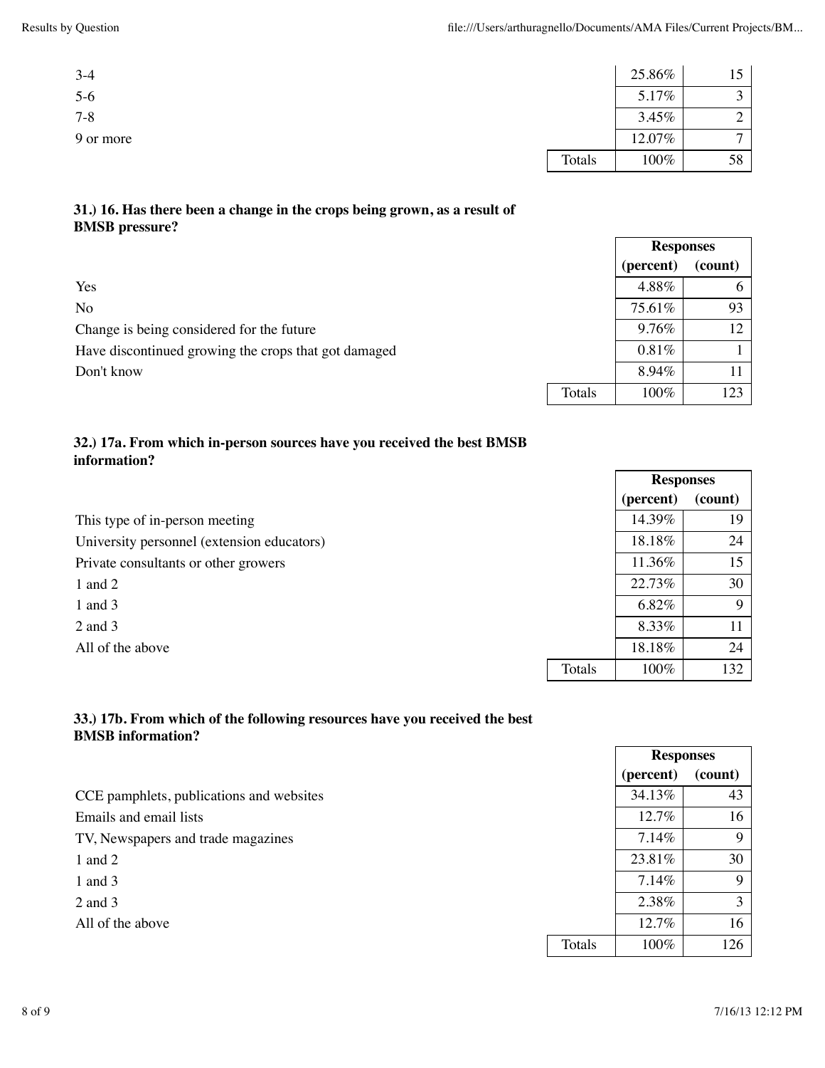| | | | |
|---|---|---|---|
| 3-4 | | 25.86% | 15 |
| 5-6 | | 5.17% | 3 |
| 7-8 | | 3.45% | 2 |
| 9 or more | | 12.07% | 7 |
| | Totals | 100% | 58 |

### 31.) 16. Has there been a change in the crops being grown, as a result of BMSB pressure?

| | | Responses (percent) | Responses (count) |
|---|---|---|---|
| Yes | | 4.88% | 6 |
| No | | 75.61% | 93 |
| Change is being considered for the future | | 9.76% | 12 |
| Have discontinued growing the crops that got damaged | | 0.81% | 1 |
| Don't know | | 8.94% | 11 |
| | Totals | 100% | 123 |

### 32.) 17a. From which in-person sources have you received the best BMSB information?

| | | Responses (percent) | Responses (count) |
|---|---|---|---|
| This type of in-person meeting | | 14.39% | 19 |
| University personnel (extension educators) | | 18.18% | 24 |
| Private consultants or other growers | | 11.36% | 15 |
| 1 and 2 | | 22.73% | 30 |
| 1 and 3 | | 6.82% | 9 |
| 2 and 3 | | 8.33% | 11 |
| All of the above | | 18.18% | 24 |
| | Totals | 100% | 132 |

### 33.) 17b. From which of the following resources have you received the best BMSB information?

| | | Responses (percent) | Responses (count) |
|---|---|---|---|
| CCE pamphlets, publications and websites | | 34.13% | 43 |
| Emails and email lists | | 12.7% | 16 |
| TV, Newspapers and trade magazines | | 7.14% | 9 |
| 1 and 2 | | 23.81% | 30 |
| 1 and 3 | | 7.14% | 9 |
| 2 and 3 | | 2.38% | 3 |
| All of the above | | 12.7% | 16 |
| | Totals | 100% | 126 |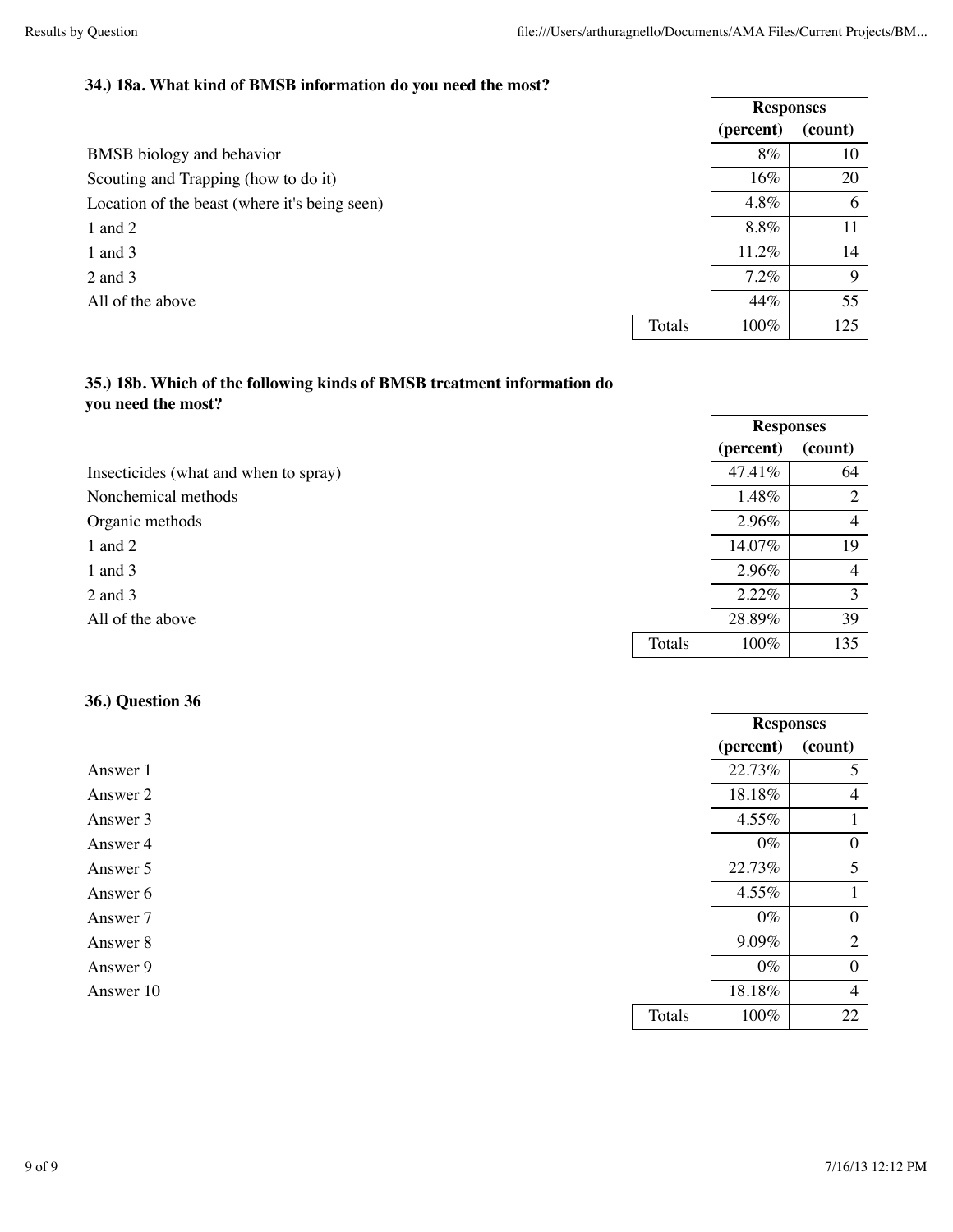### 34.) 18a. What kind of BMSB information do you need the most?

| | Responses (percent) | Responses (count) |
|---|---|---|
| BMSB biology and behavior | 8% | 10 |
| Scouting and Trapping (how to do it) | 16% | 20 |
| Location of the beast (where it's being seen) | 4.8% | 6 |
| 1 and 2 | 8.8% | 11 |
| 1 and 3 | 11.2% | 14 |
| 2 and 3 | 7.2% | 9 |
| All of the above | 44% | 55 |
| Totals | 100% | 125 |

### 35.) 18b. Which of the following kinds of BMSB treatment information do you need the most?

| | Responses (percent) | Responses (count) |
|---|---|---|
| Insecticides (what and when to spray) | 47.41% | 64 |
| Nonchemical methods | 1.48% | 2 |
| Organic methods | 2.96% | 4 |
| 1 and 2 | 14.07% | 19 |
| 1 and 3 | 2.96% | 4 |
| 2 and 3 | 2.22% | 3 |
| All of the above | 28.89% | 39 |
| Totals | 100% | 135 |

### 36.) Question 36

| | Responses (percent) | Responses (count) |
|---|---|---|
| Answer 1 | 22.73% | 5 |
| Answer 2 | 18.18% | 4 |
| Answer 3 | 4.55% | 1 |
| Answer 4 | 0% | 0 |
| Answer 5 | 22.73% | 5 |
| Answer 6 | 4.55% | 1 |
| Answer 7 | 0% | 0 |
| Answer 8 | 9.09% | 2 |
| Answer 9 | 0% | 0 |
| Answer 10 | 18.18% | 4 |
| Totals | 100% | 22 |